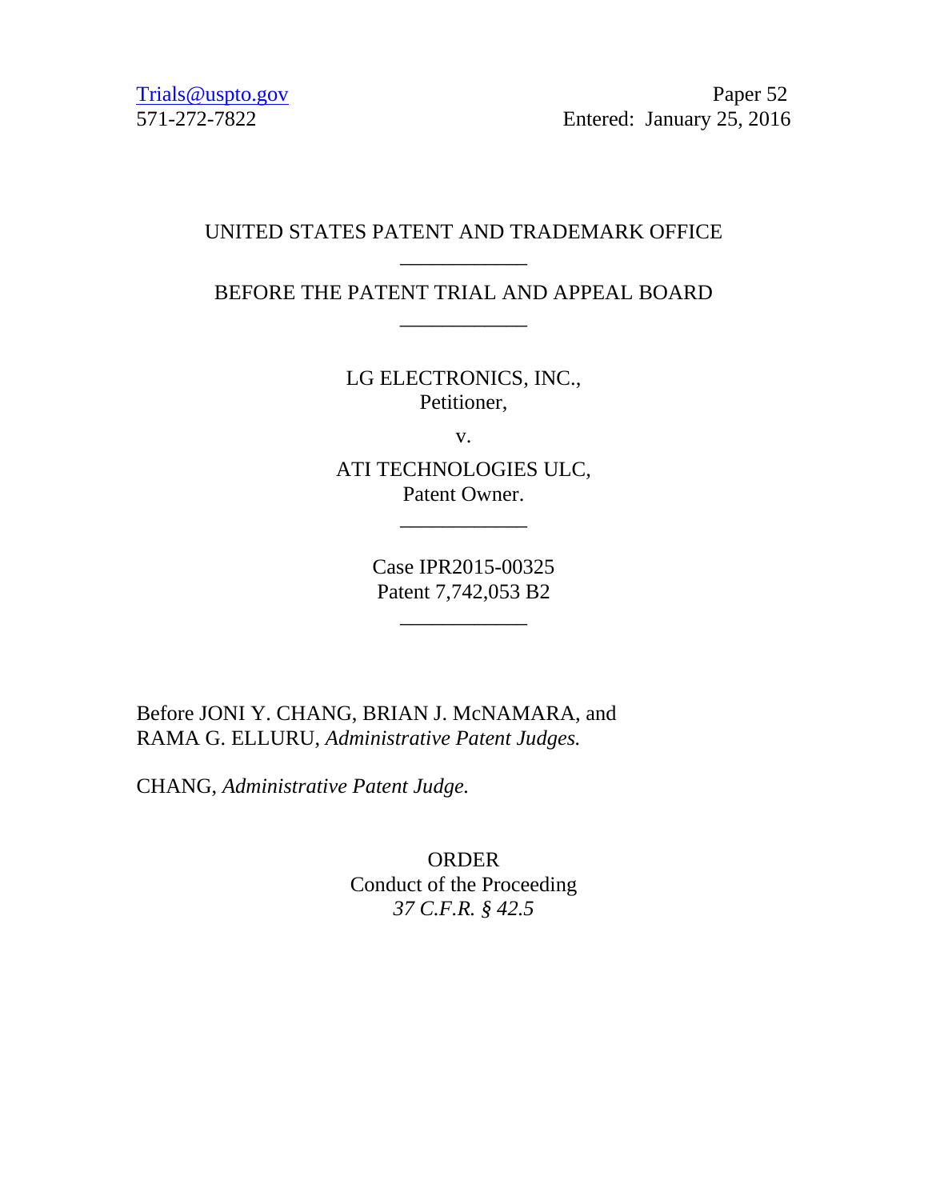Trials@uspto.gov
571-272-7822

Paper 52
Entered: January 25, 2016

UNITED STATES PATENT AND TRADEMARK OFFICE

\_\_\_\_\_\_\_\_\_\_\_\_

BEFORE THE PATENT TRIAL AND APPEAL BOARD

\_\_\_\_\_\_\_\_\_\_\_\_

LG ELECTRONICS, INC.,
Petitioner,

v.

ATI TECHNOLOGIES ULC,
Patent Owner.

\_\_\_\_\_\_\_\_\_\_\_\_

Case IPR2015-00325
Patent 7,742,053 B2

\_\_\_\_\_\_\_\_\_\_\_\_

Before JONI Y. CHANG, BRIAN J. McNAMARA, and RAMA G. ELLURU, *Administrative Patent Judges.*

CHANG, *Administrative Patent Judge.*

ORDER
Conduct of the Proceeding
*37 C.F.R. § 42.5*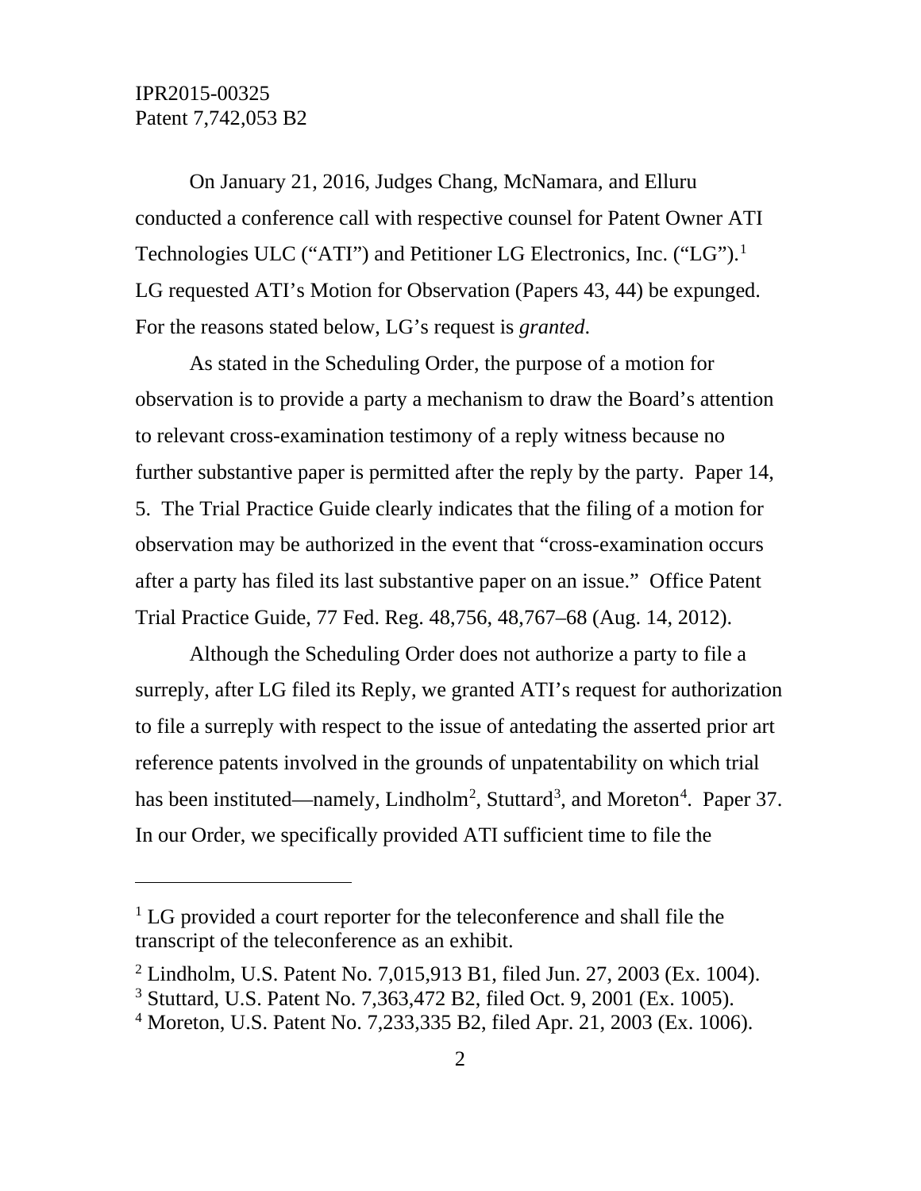On January 21, 2016, Judges Chang, McNamara, and Elluru conducted a conference call with respective counsel for Patent Owner ATI Technologies ULC ("ATI") and Petitioner LG Electronics, Inc. ("LG").[1] LG requested ATI's Motion for Observation (Papers 43, 44) be expunged. For the reasons stated below, LG's request is *granted*.

As stated in the Scheduling Order, the purpose of a motion for observation is to provide a party a mechanism to draw the Board's attention to relevant cross-examination testimony of a reply witness because no further substantive paper is permitted after the reply by the party. Paper 14, 5. The Trial Practice Guide clearly indicates that the filing of a motion for observation may be authorized in the event that "cross-examination occurs after a party has filed its last substantive paper on an issue." Office Patent Trial Practice Guide, 77 Fed. Reg. 48,756, 48,767–68 (Aug. 14, 2012).

Although the Scheduling Order does not authorize a party to file a surreply, after LG filed its Reply, we granted ATI's request for authorization to file a surreply with respect to the issue of antedating the asserted prior art reference patents involved in the grounds of unpatentability on which trial has been instituted—namely, Lindholm[2], Stuttard[3], and Moreton[4]. Paper 37. In our Order, we specifically provided ATI sufficient time to file the

---

[1] LG provided a court reporter for the teleconference and shall file the transcript of the teleconference as an exhibit.

[2] Lindholm, U.S. Patent No. 7,015,913 B1, filed Jun. 27, 2003 (Ex. 1004).

[3] Stuttard, U.S. Patent No. 7,363,472 B2, filed Oct. 9, 2001 (Ex. 1005).

[4] Moreton, U.S. Patent No. 7,233,335 B2, filed Apr. 21, 2003 (Ex. 1006).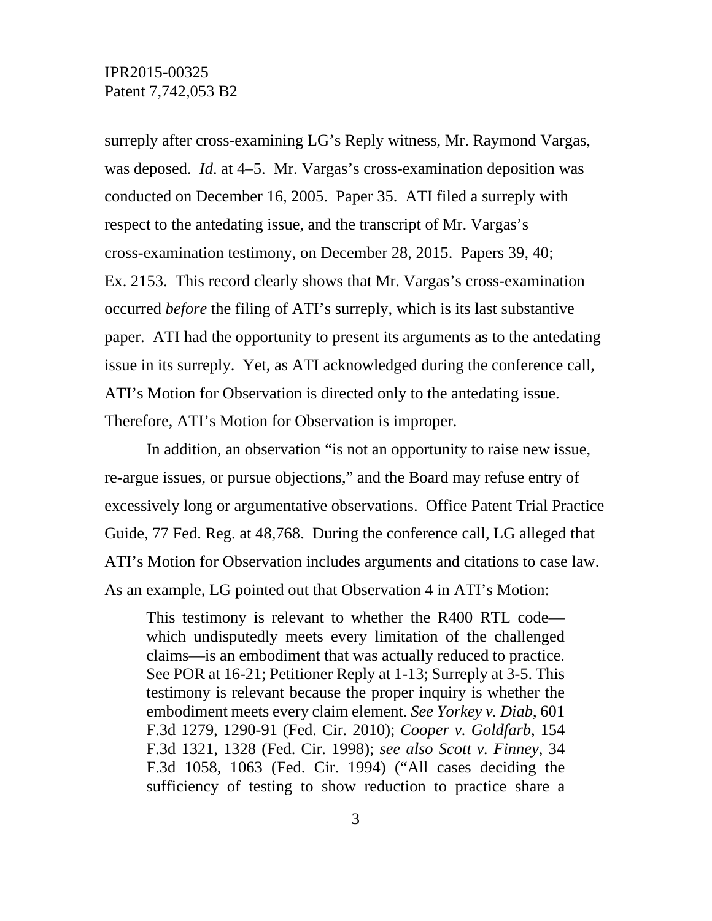surreply after cross-examining LG's Reply witness, Mr. Raymond Vargas, was deposed. *Id*. at 4–5. Mr. Vargas's cross-examination deposition was conducted on December 16, 2005. Paper 35. ATI filed a surreply with respect to the antedating issue, and the transcript of Mr. Vargas's cross-examination testimony, on December 28, 2015. Papers 39, 40; Ex. 2153. This record clearly shows that Mr. Vargas's cross-examination occurred *before* the filing of ATI's surreply, which is its last substantive paper. ATI had the opportunity to present its arguments as to the antedating issue in its surreply. Yet, as ATI acknowledged during the conference call, ATI's Motion for Observation is directed only to the antedating issue. Therefore, ATI's Motion for Observation is improper.

In addition, an observation "is not an opportunity to raise new issue, re-argue issues, or pursue objections," and the Board may refuse entry of excessively long or argumentative observations. Office Patent Trial Practice Guide, 77 Fed. Reg. at 48,768. During the conference call, LG alleged that ATI's Motion for Observation includes arguments and citations to case law. As an example, LG pointed out that Observation 4 in ATI's Motion:

> This testimony is relevant to whether the R400 RTL code—which undisputedly meets every limitation of the challenged claims—is an embodiment that was actually reduced to practice. See POR at 16-21; Petitioner Reply at 1-13; Surreply at 3-5. This testimony is relevant because the proper inquiry is whether the embodiment meets every claim element. *See Yorkey v. Diab*, 601 F.3d 1279, 1290-91 (Fed. Cir. 2010); *Cooper v. Goldfarb*, 154 F.3d 1321, 1328 (Fed. Cir. 1998); *see also Scott v. Finney*, 34 F.3d 1058, 1063 (Fed. Cir. 1994) ("All cases deciding the sufficiency of testing to show reduction to practice share a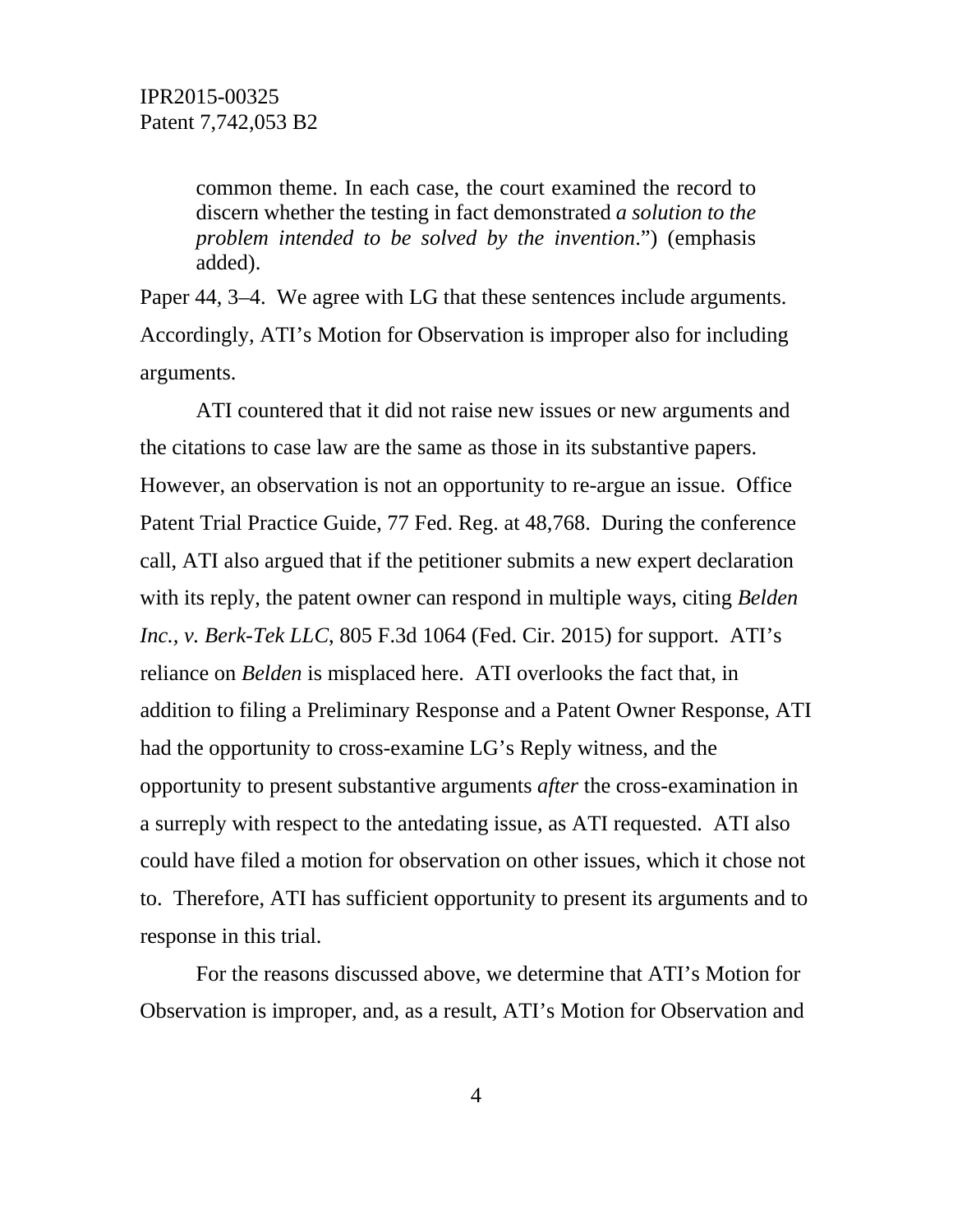> common theme. In each case, the court examined the record to discern whether the testing in fact demonstrated *a solution to the problem intended to be solved by the invention*.") (emphasis added).

Paper 44, 3–4. We agree with LG that these sentences include arguments. Accordingly, ATI's Motion for Observation is improper also for including arguments.

ATI countered that it did not raise new issues or new arguments and the citations to case law are the same as those in its substantive papers. However, an observation is not an opportunity to re-argue an issue. Office Patent Trial Practice Guide, 77 Fed. Reg. at 48,768. During the conference call, ATI also argued that if the petitioner submits a new expert declaration with its reply, the patent owner can respond in multiple ways, citing *Belden Inc., v. Berk-Tek LLC*, 805 F.3d 1064 (Fed. Cir. 2015) for support. ATI's reliance on *Belden* is misplaced here. ATI overlooks the fact that, in addition to filing a Preliminary Response and a Patent Owner Response, ATI had the opportunity to cross-examine LG's Reply witness, and the opportunity to present substantive arguments *after* the cross-examination in a surreply with respect to the antedating issue, as ATI requested. ATI also could have filed a motion for observation on other issues, which it chose not to. Therefore, ATI has sufficient opportunity to present its arguments and to response in this trial.

For the reasons discussed above, we determine that ATI's Motion for Observation is improper, and, as a result, ATI's Motion for Observation and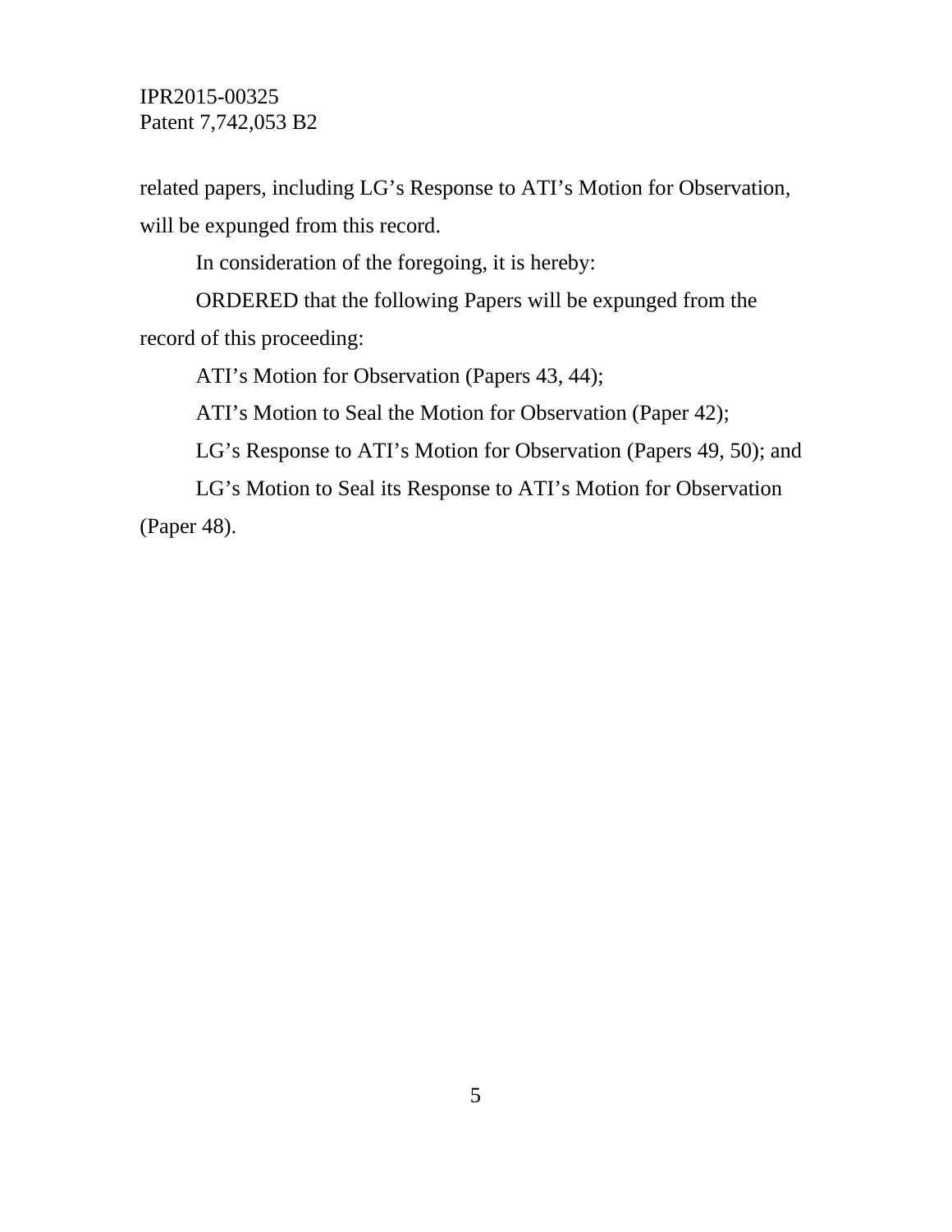related papers, including LG's Response to ATI's Motion for Observation, will be expunged from this record.

In consideration of the foregoing, it is hereby:

ORDERED that the following Papers will be expunged from the record of this proceeding:

ATI's Motion for Observation (Papers 43, 44);

ATI's Motion to Seal the Motion for Observation (Paper 42);

LG's Response to ATI's Motion for Observation (Papers 49, 50); and

LG's Motion to Seal its Response to ATI's Motion for Observation (Paper 48).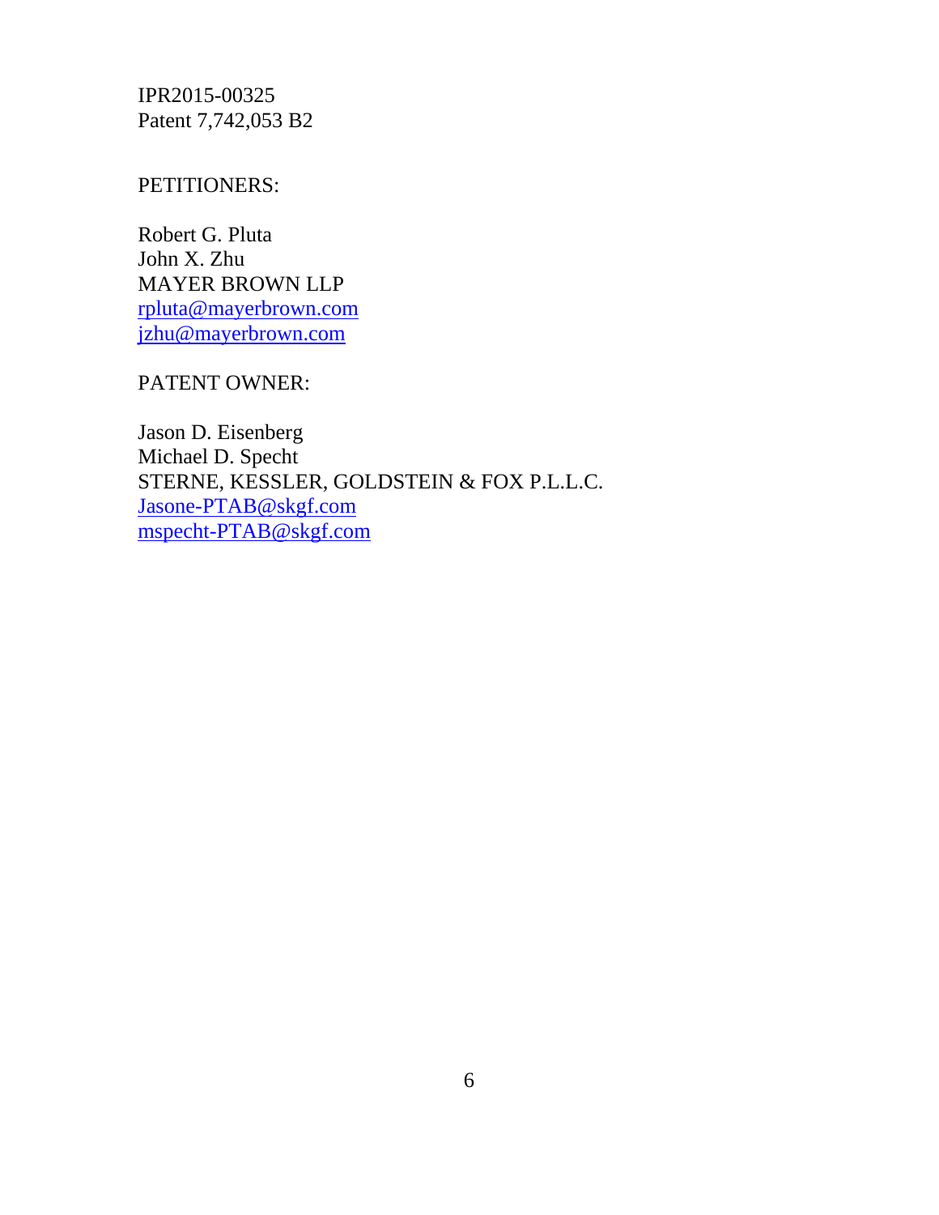IPR2015-00325
Patent 7,742,053 B2

PETITIONERS:

Robert G. Pluta
John X. Zhu
MAYER BROWN LLP
rpluta@mayerbrown.com
jzhu@mayerbrown.com

PATENT OWNER:

Jason D. Eisenberg
Michael D. Specht
STERNE, KESSLER, GOLDSTEIN & FOX P.L.L.C.
Jasone-PTAB@skgf.com
mspecht-PTAB@skgf.com